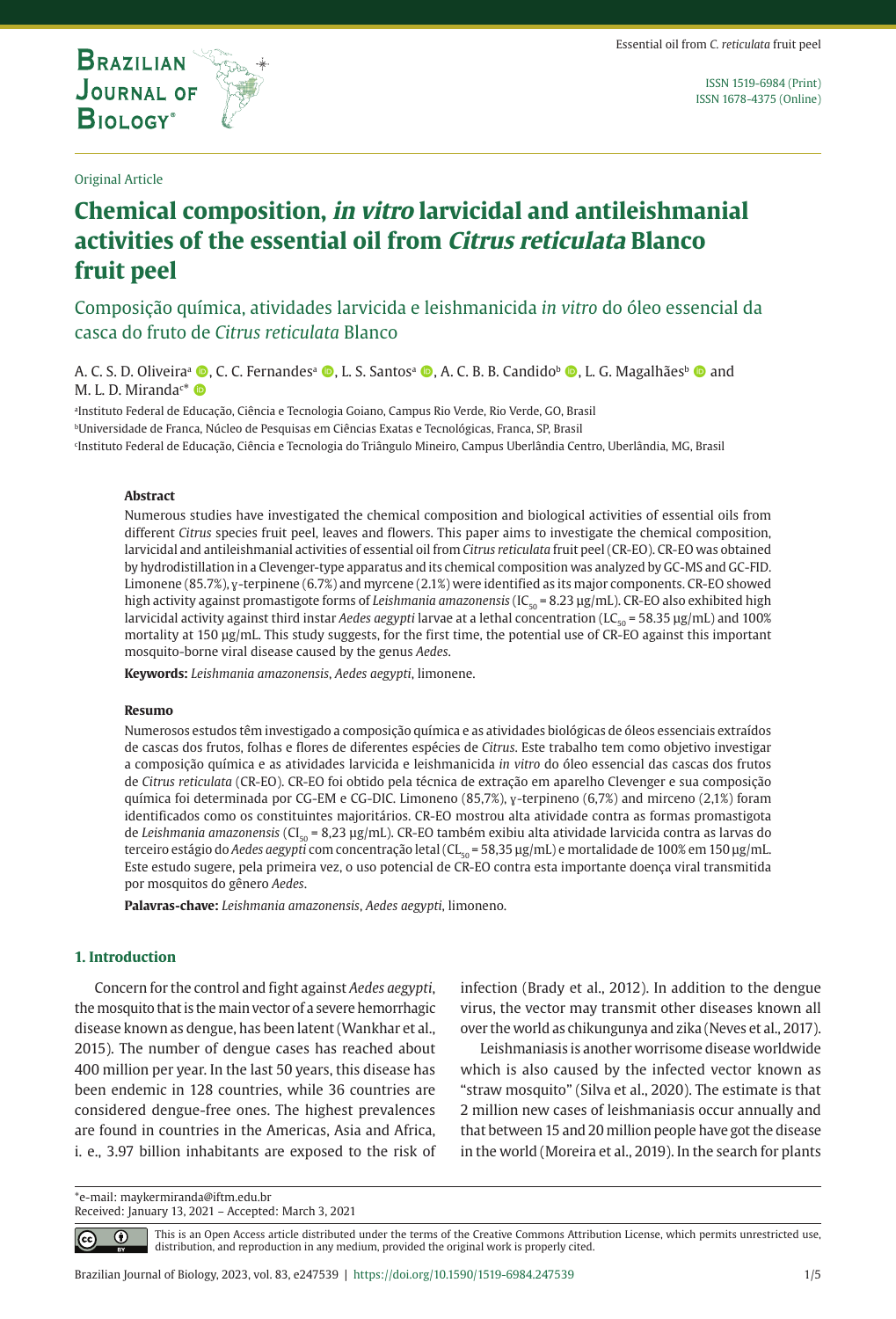Original Article

# Chemical composition, *in vitro* larvicidal and antileishmanial activities of the essential oil from *Citrus reticulata* Blanco fruit peel

Composição química, atividades larvicida e leishmanicida *in vitro* do óleo essencial da casca do fruto de *Citrus reticulata* Blanco

A. C. S. D. Oliveira[a], C. C. Fernandes[a], L. S. Santos[a], A. C. B. B. Candido[b], L. G. Magalhães[b] and M. L. D. Miranda[c]*

[a]Instituto Federal de Educação, Ciência e Tecnologia Goiano, Campus Rio Verde, Rio Verde, GO, Brasil
[b]Universidade de Franca, Núcleo de Pesquisas em Ciências Exatas e Tecnológicas, Franca, SP, Brasil
[c]Instituto Federal de Educação, Ciência e Tecnologia do Triângulo Mineiro, Campus Uberlândia Centro, Uberlândia, MG, Brasil

**Abstract**

Numerous studies have investigated the chemical composition and biological activities of essential oils from different *Citrus* species fruit peel, leaves and flowers. This paper aims to investigate the chemical composition, larvicidal and antileishmanial activities of essential oil from *Citrus reticulata* fruit peel (CR-EO). CR-EO was obtained by hydrodistillation in a Clevenger-type apparatus and its chemical composition was analyzed by GC-MS and GC-FID. Limonene (85.7%), γ-terpinene (6.7%) and myrcene (2.1%) were identified as its major components. CR-EO showed high activity against promastigote forms of *Leishmania amazonensis* ($IC_{50}$ = 8.23 µg/mL). CR-EO also exhibited high larvicidal activity against third instar *Aedes aegypti* larvae at a lethal concentration ($LC_{50}$ = 58.35 µg/mL) and 100% mortality at 150 µg/mL. This study suggests, for the first time, the potential use of CR-EO against this important mosquito-borne viral disease caused by the genus *Aedes*.

**Keywords:** *Leishmania amazonensis*, *Aedes aegypti*, limonene.

**Resumo**

Numerosos estudos têm investigado a composição química e as atividades biológicas de óleos essenciais extraídos de cascas dos frutos, folhas e flores de diferentes espécies de *Citrus*. Este trabalho tem como objetivo investigar a composição química e as atividades larvicida e leishmanicida *in vitro* do óleo essencial das cascas dos frutos de *Citrus reticulata* (CR-EO). CR-EO foi obtido pela técnica de extração em aparelho Clevenger e sua composição química foi determinada por CG-EM e CG-DIC. Limoneno (85,7%), γ-terpineno (6,7%) and mirceno (2,1%) foram identificados como os constituintes majoritários. CR-EO mostrou alta atividade contra as formas promastigota de *Leishmania amazonensis* ($CI_{50}$ = 8,23 µg/mL). CR-EO também exibiu alta atividade larvicida contra as larvas do terceiro estágio do *Aedes aegypti* com concentração letal ($CL_{50}$ = 58,35 µg/mL) e mortalidade de 100% em 150 µg/mL. Este estudo sugere, pela primeira vez, o uso potencial de CR-EO contra esta importante doença viral transmitida por mosquitos do gênero *Aedes*.

**Palavras-chave:** *Leishmania amazonensis*, *Aedes aegypti*, limoneno.

## 1. Introduction

Concern for the control and fight against *Aedes aegypti*, the mosquito that is the main vector of a severe hemorrhagic disease known as dengue, has been latent (Wankhar et al., 2015). The number of dengue cases has reached about 400 million per year. In the last 50 years, this disease has been endemic in 128 countries, while 36 countries are considered dengue-free ones. The highest prevalences are found in countries in the Americas, Asia and Africa, i. e., 3.97 billion inhabitants are exposed to the risk of infection (Brady et al., 2012). In addition to the dengue virus, the vector may transmit other diseases known all over the world as chikungunya and zika (Neves et al., 2017).

Leishmaniasis is another worrisome disease worldwide which is also caused by the infected vector known as "straw mosquito" (Silva et al., 2020). The estimate is that 2 million new cases of leishmaniasis occur annually and that between 15 and 20 million people have got the disease in the world (Moreira et al., 2019). In the search for plants

*e-mail: maykermiranda@iftm.edu.br
Received: January 13, 2021 – Accepted: March 3, 2021

This is an Open Access article distributed under the terms of the Creative Commons Attribution License, which permits unrestricted use, distribution, and reproduction in any medium, provided the original work is properly cited.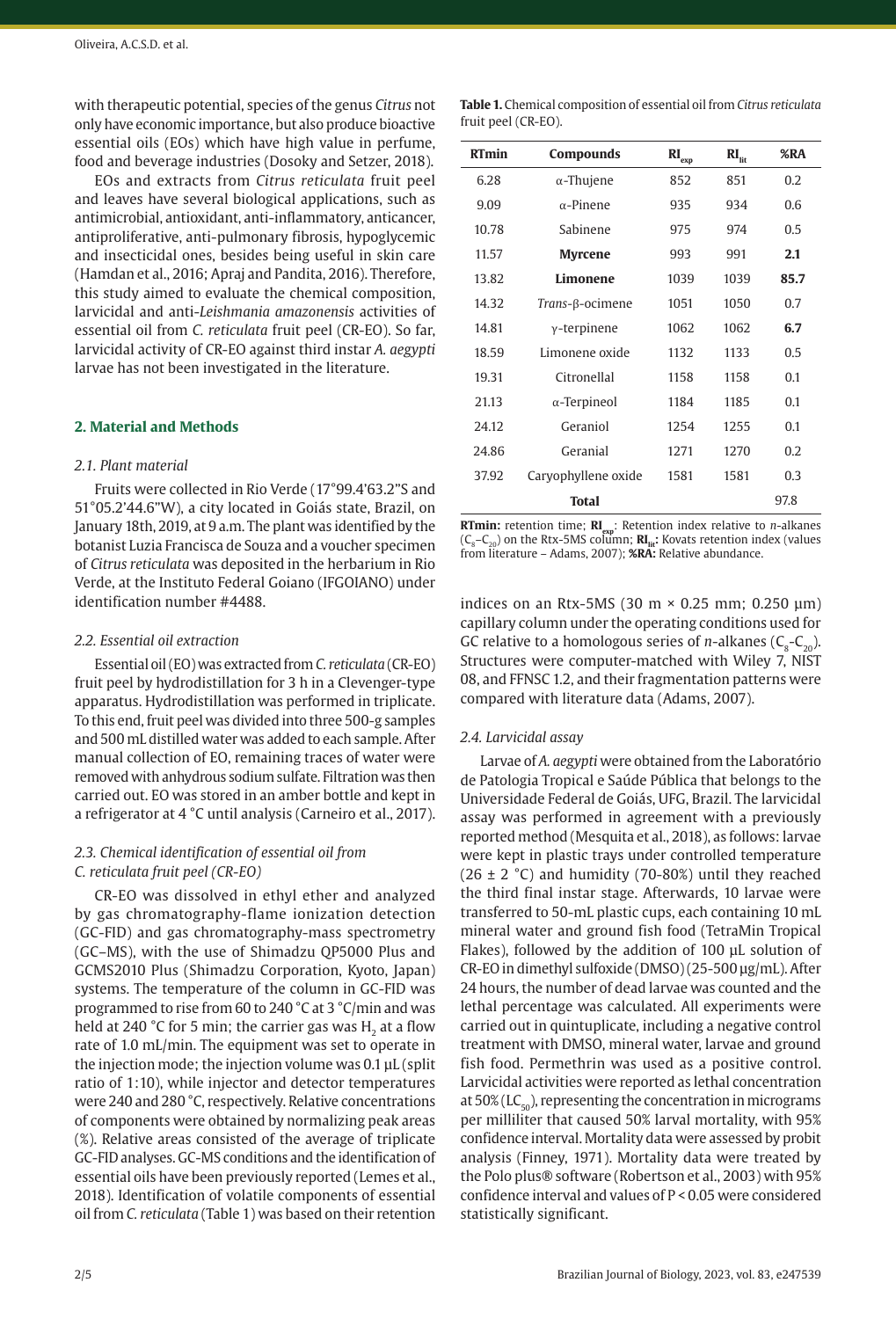with therapeutic potential, species of the genus *Citrus* not only have economic importance, but also produce bioactive essential oils (EOs) which have high value in perfume, food and beverage industries (Dosoky and Setzer, 2018).

EOs and extracts from *Citrus reticulata* fruit peel and leaves have several biological applications, such as antimicrobial, antioxidant, anti-inflammatory, anticancer, antiproliferative, anti-pulmonary fibrosis, hypoglycemic and insecticidal ones, besides being useful in skin care (Hamdan et al., 2016; Apraj and Pandita, 2016). Therefore, this study aimed to evaluate the chemical composition, larvicidal and anti-*Leishmania amazonensis* activities of essential oil from *C. reticulata* fruit peel (CR-EO). So far, larvicidal activity of CR-EO against third instar *A. aegypti* larvae has not been investigated in the literature.

## 2. Material and Methods

### 2.1. Plant material

Fruits were collected in Rio Verde (17°99.4'63.2"S and 51°05.2'44.6"W), a city located in Goiás state, Brazil, on January 18th, 2019, at 9 a.m. The plant was identified by the botanist Luzia Francisca de Souza and a voucher specimen of *Citrus reticulata* was deposited in the herbarium in Rio Verde, at the Instituto Federal Goiano (IFGOIANO) under identification number #4488.

### 2.2. Essential oil extraction

Essential oil (EO) was extracted from *C. reticulata* (CR-EO) fruit peel by hydrodistillation for 3 h in a Clevenger-type apparatus. Hydrodistillation was performed in triplicate. To this end, fruit peel was divided into three 500-g samples and 500 mL distilled water was added to each sample. After manual collection of EO, remaining traces of water were removed with anhydrous sodium sulfate. Filtration was then carried out. EO was stored in an amber bottle and kept in a refrigerator at 4 °C until analysis (Carneiro et al., 2017).

### 2.3. Chemical identification of essential oil from *C. reticulata* fruit peel (CR-EO)

CR-EO was dissolved in ethyl ether and analyzed by gas chromatography-flame ionization detection (GC-FID) and gas chromatography-mass spectrometry (GC–MS), with the use of Shimadzu QP5000 Plus and GCMS2010 Plus (Shimadzu Corporation, Kyoto, Japan) systems. The temperature of the column in GC-FID was programmed to rise from 60 to 240 °C at 3 °C/min and was held at 240 °C for 5 min; the carrier gas was $H_2$ at a flow rate of 1.0 mL/min. The equipment was set to operate in the injection mode; the injection volume was 0.1 µL (split ratio of 1:10), while injector and detector temperatures were 240 and 280 °C, respectively. Relative concentrations of components were obtained by normalizing peak areas (%). Relative areas consisted of the average of triplicate GC-FID analyses. GC-MS conditions and the identification of essential oils have been previously reported (Lemes et al., 2018). Identification of volatile components of essential oil from *C. reticulata* (Table 1) was based on their retention indices on an Rtx-5MS (30 m × 0.25 mm; 0.250 µm) capillary column under the operating conditions used for GC relative to a homologous series of *n*-alkanes ($C_8$-$C_{20}$). Structures were computer-matched with Wiley 7, NIST 08, and FFNSC 1.2, and their fragmentation patterns were compared with literature data (Adams, 2007).

**Table 1.** Chemical composition of essential oil from *Citrus reticulata* fruit peel (CR-EO).

| RTmin | Compounds | $RI_{exp}$ | $RI_{lit}$ | %RA |
|---|---|---|---|---|
| 6.28 | α-Thujene | 852 | 851 | 0.2 |
| 9.09 | α-Pinene | 935 | 934 | 0.6 |
| 10.78 | Sabinene | 975 | 974 | 0.5 |
| 11.57 | **Myrcene** | 993 | 991 | **2.1** |
| 13.82 | **Limonene** | 1039 | 1039 | **85.7** |
| 14.32 | *Trans*-β-ocimene | 1051 | 1050 | 0.7 |
| 14.81 | γ-terpinene | 1062 | 1062 | **6.7** |
| 18.59 | Limonene oxide | 1132 | 1133 | 0.5 |
| 19.31 | Citronellal | 1158 | 1158 | 0.1 |
| 21.13 | α-Terpineol | 1184 | 1185 | 0.1 |
| 24.12 | Geraniol | 1254 | 1255 | 0.1 |
| 24.86 | Geranial | 1271 | 1270 | 0.2 |
| 37.92 | Caryophyllene oxide | 1581 | 1581 | 0.3 |
| | **Total** | | | 97.8 |

**RTmin:** retention time; $RI_{exp}$: Retention index relative to *n*-alkanes ($C_8$–$C_{20}$) on the Rtx-5MS column; $RI_{lit}$: Kovats retention index (values from literature – Adams, 2007); **%RA:** Relative abundance.

### 2.4. Larvicidal assay

Larvae of *A. aegypti* were obtained from the Laboratório de Patologia Tropical e Saúde Pública that belongs to the Universidade Federal de Goiás, UFG, Brazil. The larvicidal assay was performed in agreement with a previously reported method (Mesquita et al., 2018), as follows: larvae were kept in plastic trays under controlled temperature (26 ± 2 °C) and humidity (70-80%) until they reached the third final instar stage. Afterwards, 10 larvae were transferred to 50-mL plastic cups, each containing 10 mL mineral water and ground fish food (TetraMin Tropical Flakes), followed by the addition of 100 µL solution of CR-EO in dimethyl sulfoxide (DMSO) (25-500 µg/mL). After 24 hours, the number of dead larvae was counted and the lethal percentage was calculated. All experiments were carried out in quintuplicate, including a negative control treatment with DMSO, mineral water, larvae and ground fish food. Permethrin was used as a positive control. Larvicidal activities were reported as lethal concentration at 50% ($LC_{50}$), representing the concentration in micrograms per milliliter that caused 50% larval mortality, with 95% confidence interval. Mortality data were assessed by probit analysis (Finney, 1971). Mortality data were treated by the Polo plus® software (Robertson et al., 2003) with 95% confidence interval and values of $P < 0.05$ were considered statistically significant.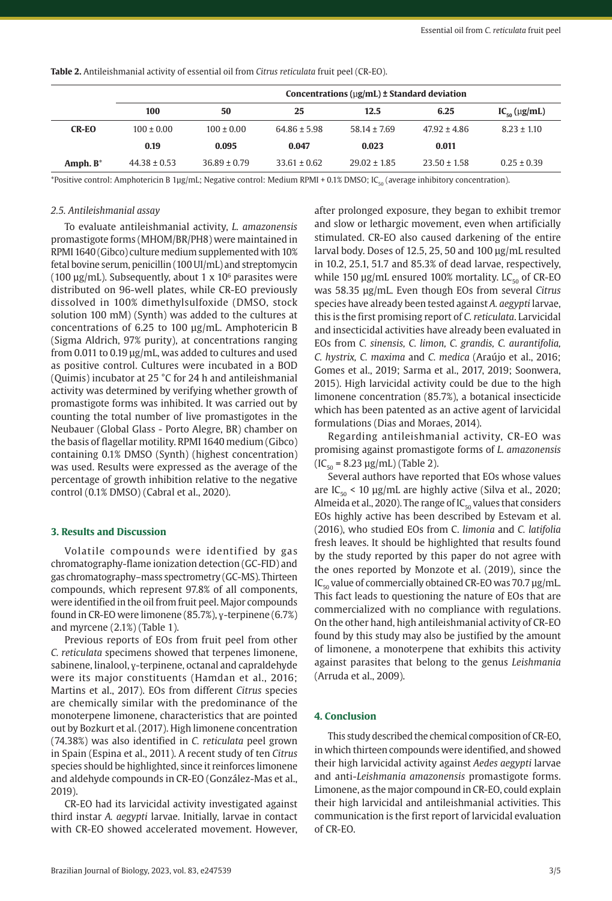**Table 2.** Antileishmanial activity of essential oil from *Citrus reticulata* fruit peel (CR-EO).

| | Concentrations (µg/mL) ± Standard deviation | | | | | |
|---|---|---|---|---|---|---|
| | **100** | **50** | **25** | **12.5** | **6.25** | **$IC_{50}$ (µg/mL)** |
| **CR-EO** | 100 ± 0.00 | 100 ± 0.00 | 64.86 ± 5.98 | 58.14 ± 7.69 | 47.92 ± 4.86 | 8.23 ± 1.10 |
| | **0.19** | **0.095** | **0.047** | **0.023** | **0.011** | |
| **Amph. B*** | 44.38 ± 0.53 | 36.89 ± 0.79 | 33.61 ± 0.62 | 29.02 ± 1.85 | 23.50 ± 1.58 | 0.25 ± 0.39 |

*Positive control: Amphotericin B 1µg/mL; Negative control: Medium RPMI + 0.1% DMSO; $IC_{50}$ (average inhibitory concentration).

### *2.5. Antileishmanial assay*

To evaluate antileishmanial activity, *L. amazonensis* promastigote forms (MHOM/BR/PH8) were maintained in RPMI 1640 (Gibco) culture medium supplemented with 10% fetal bovine serum, penicillin (100 UI/mL) and streptomycin (100 µg/mL). Subsequently, about 1 x $10^6$ parasites were distributed on 96-well plates, while CR-EO previously dissolved in 100% dimethylsulfoxide (DMSO, stock solution 100 mM) (Synth) was added to the cultures at concentrations of 6.25 to 100 µg/mL. Amphotericin B (Sigma Aldrich, 97% purity), at concentrations ranging from 0.011 to 0.19 µg/mL, was added to cultures and used as positive control. Cultures were incubated in a BOD (Quimis) incubator at 25 °C for 24 h and antileishmanial activity was determined by verifying whether growth of promastigote forms was inhibited. It was carried out by counting the total number of live promastigotes in the Neubauer (Global Glass - Porto Alegre, BR) chamber on the basis of flagellar motility. RPMI 1640 medium (Gibco) containing 0.1% DMSO (Synth) (highest concentration) was used. Results were expressed as the average of the percentage of growth inhibition relative to the negative control (0.1% DMSO) (Cabral et al., 2020).

## 3. Results and Discussion

Volatile compounds were identified by gas chromatography-flame ionization detection (GC-FID) and gas chromatography–mass spectrometry (GC-MS). Thirteen compounds, which represent 97.8% of all components, were identified in the oil from fruit peel. Major compounds found in CR-EO were limonene (85.7%), γ-terpinene (6.7%) and myrcene (2.1%) (Table 1).

Previous reports of EOs from fruit peel from other *C. reticulata* specimens showed that terpenes limonene, sabinene, linalool, γ-terpinene, octanal and capraldehyde were its major constituents (Hamdan et al., 2016; Martins et al., 2017). EOs from different *Citrus* species are chemically similar with the predominance of the monoterpene limonene, characteristics that are pointed out by Bozkurt et al. (2017). High limonene concentration (74.38%) was also identified in *C. reticulata* peel grown in Spain (Espina et al., 2011). A recent study of ten *Citrus* species should be highlighted, since it reinforces limonene and aldehyde compounds in CR-EO (González-Mas et al., 2019).

CR-EO had its larvicidal activity investigated against third instar *A. aegypti* larvae. Initially, larvae in contact with CR-EO showed accelerated movement. However, after prolonged exposure, they began to exhibit tremor and slow or lethargic movement, even when artificially stimulated. CR-EO also caused darkening of the entire larval body. Doses of 12.5, 25, 50 and 100 µg/mL resulted in 10.2, 25.1, 51.7 and 85.3% of dead larvae, respectively, while 150 µg/mL ensured 100% mortality. $LC_{50}$ of CR-EO was 58.35 µg/mL. Even though EOs from several *Citrus* species have already been tested against *A. aegypti* larvae, this is the first promising report of *C. reticulata*. Larvicidal and insecticidal activities have already been evaluated in EOs from *C. sinensis, C. limon, C. grandis, C. aurantifolia, C. hystrix, C. maxima* and *C. medica* (Araújo et al., 2016; Gomes et al., 2019; Sarma et al., 2017, 2019; Soonwera, 2015). High larvicidal activity could be due to the high limonene concentration (85.7%), a botanical insecticide which has been patented as an active agent of larvicidal formulations (Dias and Moraes, 2014).

Regarding antileishmanial activity, CR-EO was promising against promastigote forms of *L. amazonensis* ($IC_{50}$ = 8.23 µg/mL) (Table 2).

Several authors have reported that EOs whose values are $IC_{50}$ < 10 µg/mL are highly active (Silva et al., 2020; Almeida et al., 2020). The range of $IC_{50}$ values that considers EOs highly active has been described by Estevam et al. (2016), who studied EOs from C. *limonia* and *C. latifolia* fresh leaves. It should be highlighted that results found by the study reported by this paper do not agree with the ones reported by Monzote et al. (2019), since the $IC_{50}$ value of commercially obtained CR-EO was 70.7 µg/mL. This fact leads to questioning the nature of EOs that are commercialized with no compliance with regulations. On the other hand, high antileishmanial activity of CR-EO found by this study may also be justified by the amount of limonene, a monoterpene that exhibits this activity against parasites that belong to the genus *Leishmania* (Arruda et al., 2009).

## 4. Conclusion

This study described the chemical composition of CR-EO, in which thirteen compounds were identified, and showed their high larvicidal activity against *Aedes aegypti* larvae and anti-*Leishmania amazonensis* promastigote forms. Limonene, as the major compound in CR-EO, could explain their high larvicidal and antileishmanial activities. This communication is the first report of larvicidal evaluation of CR-EO.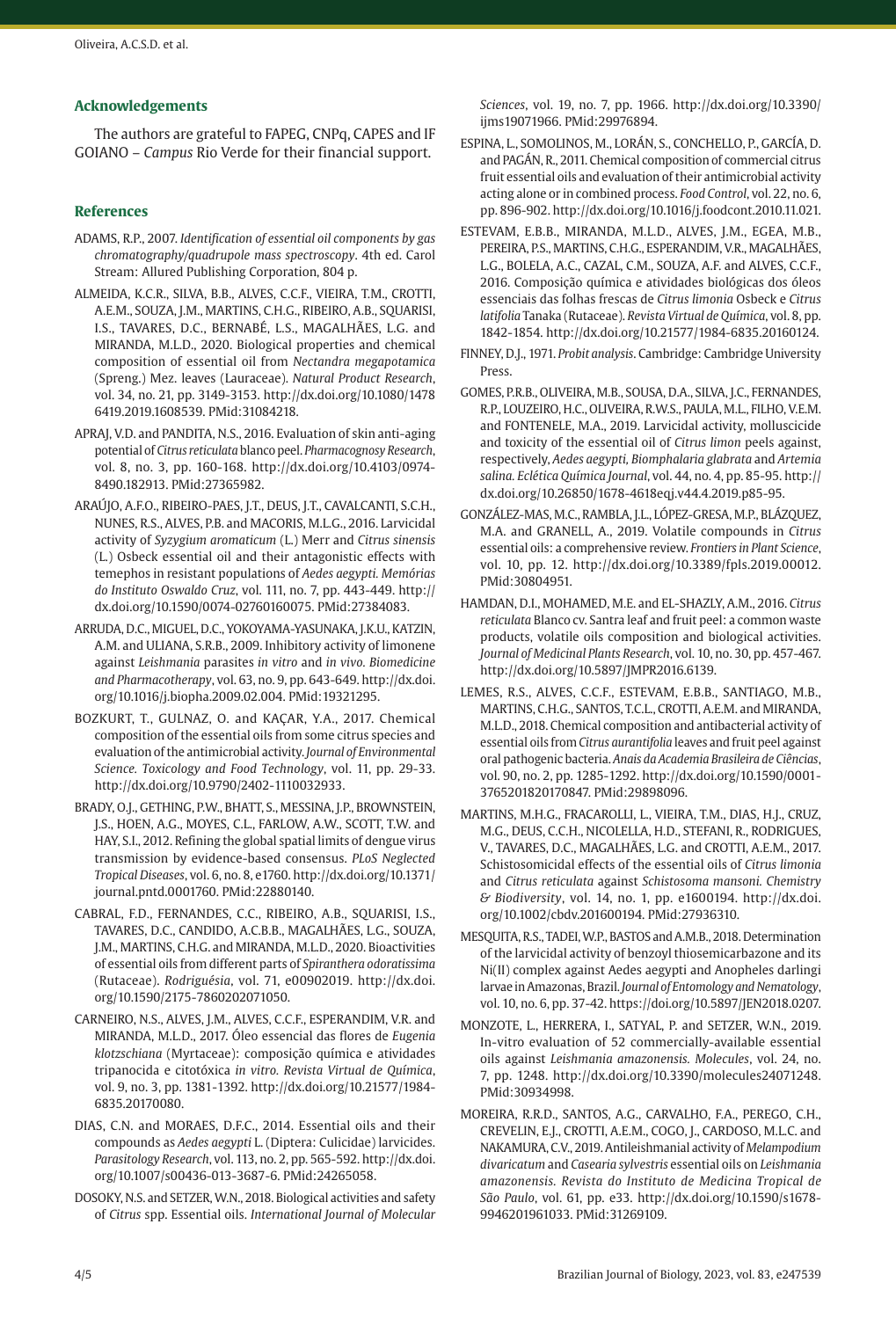## Acknowledgements

The authors are grateful to FAPEG, CNPq, CAPES and IF GOIANO – *Campus* Rio Verde for their financial support.

## References

ADAMS, R.P., 2007. *Identification of essential oil components by gas chromatography/quadrupole mass spectroscopy*. 4th ed. Carol Stream: Allured Publishing Corporation, 804 p.

ALMEIDA, K.C.R., SILVA, B.B., ALVES, C.C.F., VIEIRA, T.M., CROTTI, A.E.M., SOUZA, J.M., MARTINS, C.H.G., RIBEIRO, A.B., SQUARISI, I.S., TAVARES, D.C., BERNABÉ, L.S., MAGALHÃES, L.G. and MIRANDA, M.L.D., 2020. Biological properties and chemical composition of essential oil from *Nectandra megapotamica* (Spreng.) Mez. leaves (Lauraceae). *Natural Product Research*, vol. 34, no. 21, pp. 3149-3153. http://dx.doi.org/10.1080/14786419.2019.1608539. PMid:31084218.

APRAJ, V.D. and PANDITA, N.S., 2016. Evaluation of skin anti-aging potential of *Citrus reticulata* blanco peel. *Pharmacognosy Research*, vol. 8, no. 3, pp. 160-168. http://dx.doi.org/10.4103/0974-8490.182913. PMid:27365982.

ARAÚJO, A.F.O., RIBEIRO-PAES, J.T., DEUS, J.T., CAVALCANTI, S.C.H., NUNES, R.S., ALVES, P.B. and MACORIS, M.L.G., 2016. Larvicidal activity of *Syzygium aromaticum* (L.) Merr and *Citrus sinensis* (L.) Osbeck essential oil and their antagonistic effects with temephos in resistant populations of *Aedes aegypti*. *Memórias do Instituto Oswaldo Cruz*, vol. 111, no. 7, pp. 443-449. http://dx.doi.org/10.1590/0074-02760160075. PMid:27384083.

ARRUDA, D.C., MIGUEL, D.C., YOKOYAMA-YASUNAKA, J.K.U., KATZIN, A.M. and ULIANA, S.R.B., 2009. Inhibitory activity of limonene against *Leishmania* parasites *in vitro* and *in vivo*. *Biomedicine and Pharmacotherapy*, vol. 63, no. 9, pp. 643-649. http://dx.doi.org/10.1016/j.biopha.2009.02.004. PMid:19321295.

BOZKURT, T., GULNAZ, O. and KAÇAR, Y.A., 2017. Chemical composition of the essential oils from some citrus species and evaluation of the antimicrobial activity. *Journal of Environmental Science. Toxicology and Food Technology*, vol. 11, pp. 29-33. http://dx.doi.org/10.9790/2402-1110032933.

BRADY, O.J., GETHING, P.W., BHATT, S., MESSINA, J.P., BROWNSTEIN, J.S., HOEN, A.G., MOYES, C.L., FARLOW, A.W., SCOTT, T.W. and HAY, S.I., 2012. Refining the global spatial limits of dengue virus transmission by evidence-based consensus. *PLoS Neglected Tropical Diseases*, vol. 6, no. 8, e1760. http://dx.doi.org/10.1371/journal.pntd.0001760. PMid:22880140.

CABRAL, F.D., FERNANDES, C.C., RIBEIRO, A.B., SQUARISI, I.S., TAVARES, D.C., CANDIDO, A.C.B.B., MAGALHÃES, L.G., SOUZA, J.M., MARTINS, C.H.G. and MIRANDA, M.L.D., 2020. Bioactivities of essential oils from different parts of *Spiranthera odoratissima* (Rutaceae). *Rodriguésia*, vol. 71, e00902019. http://dx.doi.org/10.1590/2175-7860202071050.

CARNEIRO, N.S., ALVES, J.M., ALVES, C.C.F., ESPERANDIM, V.R. and MIRANDA, M.L.D., 2017. Óleo essencial das flores de *Eugenia klotzschiana* (Myrtaceae): composição química e atividades tripanocida e citotóxica *in vitro*. *Revista Virtual de Química*, vol. 9, no. 3, pp. 1381-1392. http://dx.doi.org/10.21577/1984-6835.20170080.

DIAS, C.N. and MORAES, D.F.C., 2014. Essential oils and their compounds as *Aedes aegypti* L. (Diptera: Culicidae) larvicides. *Parasitology Research*, vol. 113, no. 2, pp. 565-592. http://dx.doi.org/10.1007/s00436-013-3687-6. PMid:24265058.

DOSOKY, N.S. and SETZER, W.N., 2018. Biological activities and safety of *Citrus* spp. Essential oils. *International Journal of Molecular Sciences*, vol. 19, no. 7, pp. 1966. http://dx.doi.org/10.3390/ijms19071966. PMid:29976894.

ESPINA, L., SOMOLINOS, M., LORÁN, S., CONCHELLO, P., GARCÍA, D. and PAGÁN, R., 2011. Chemical composition of commercial citrus fruit essential oils and evaluation of their antimicrobial activity acting alone or in combined process. *Food Control*, vol. 22, no. 6, pp. 896-902. http://dx.doi.org/10.1016/j.foodcont.2010.11.021.

ESTEVAM, E.B.B., MIRANDA, M.L.D., ALVES, J.M., EGEA, M.B., PEREIRA, P.S., MARTINS, C.H.G., ESPERANDIM, V.R., MAGALHÃES, L.G., BOLELA, A.C., CAZAL, C.M., SOUZA, A.F. and ALVES, C.C.F., 2016. Composição química e atividades biológicas dos óleos essenciais das folhas frescas de *Citrus limonia* Osbeck e *Citrus latifolia* Tanaka (Rutaceae). *Revista Virtual de Química*, vol. 8, pp. 1842-1854. http://dx.doi.org/10.21577/1984-6835.20160124.

FINNEY, D.J., 1971. *Probit analysis*. Cambridge: Cambridge University Press.

GOMES, P.R.B., OLIVEIRA, M.B., SOUSA, D.A., SILVA, J.C., FERNANDES, R.P., LOUZEIRO, H.C., OLIVEIRA, R.W.S., PAULA, M.L., FILHO, V.E.M. and FONTENELE, M.A., 2019. Larvicidal activity, molluscicide and toxicity of the essential oil of *Citrus limon* peels against, respectively, *Aedes aegypti*, *Biomphalaria glabrata* and *Artemia salina*. *Eclética Química Journal*, vol. 44, no. 4, pp. 85-95. http://dx.doi.org/10.26850/1678-4618eqj.v44.4.2019.p85-95.

GONZÁLEZ-MAS, M.C., RAMBLA, J.L., LÓPEZ-GRESA, M.P., BLÁZQUEZ, M.A. and GRANELL, A., 2019. Volatile compounds in *Citrus* essential oils: a comprehensive review. *Frontiers in Plant Science*, vol. 10, pp. 12. http://dx.doi.org/10.3389/fpls.2019.00012. PMid:30804951.

HAMDAN, D.I., MOHAMED, M.E. and EL-SHAZLY, A.M., 2016. *Citrus reticulata* Blanco cv. Santra leaf and fruit peel: a common waste products, volatile oils composition and biological activities. *Journal of Medicinal Plants Research*, vol. 10, no. 30, pp. 457-467. http://dx.doi.org/10.5897/JMPR2016.6139.

LEMES, R.S., ALVES, C.C.F., ESTEVAM, E.B.B., SANTIAGO, M.B., MARTINS, C.H.G., SANTOS, T.C.L., CROTTI, A.E.M. and MIRANDA, M.L.D., 2018. Chemical composition and antibacterial activity of essential oils from *Citrus aurantifolia* leaves and fruit peel against oral pathogenic bacteria. *Anais da Academia Brasileira de Ciências*, vol. 90, no. 2, pp. 1285-1292. http://dx.doi.org/10.1590/0001-3765201820170847. PMid:29898096.

MARTINS, M.H.G., FRACAROLLI, L., VIEIRA, T.M., DIAS, H.J., CRUZ, M.G., DEUS, C.C.H., NICOLELLA, H.D., STEFANI, R., RODRIGUES, V., TAVARES, D.C., MAGALHÃES, L.G. and CROTTI, A.E.M., 2017. Schistosomicidal effects of the essential oils of *Citrus limonia* and *Citrus reticulata* against *Schistosoma mansoni*. *Chemistry & Biodiversity*, vol. 14, no. 1, pp. e1600194. http://dx.doi.org/10.1002/cbdv.201600194. PMid:27936310.

MESQUITA, R.S., TADEI, W.P., BASTOS and A.M.B., 2018. Determination of the larvicidal activity of benzoyl thiosemicarbazone and its Ni(II) complex against Aedes aegypti and Anopheles darlingi larvae in Amazonas, Brazil. *Journal of Entomology and Nematology*, vol. 10, no. 6, pp. 37-42. https://doi.org/10.5897/JEN2018.0207.

MONZOTE, L., HERRERA, I., SATYAL, P. and SETZER, W.N., 2019. In-vitro evaluation of 52 commercially-available essential oils against *Leishmania amazonensis*. *Molecules*, vol. 24, no. 7, pp. 1248. http://dx.doi.org/10.3390/molecules24071248. PMid:30934998.

MOREIRA, R.R.D., SANTOS, A.G., CARVALHO, F.A., PEREGO, C.H., CREVELIN, E.J., CROTTI, A.E.M., COGO, J., CARDOSO, M.L.C. and NAKAMURA, C.V., 2019. Antileishmanial activity of *Melampodium divaricatum* and *Casearia sylvestris* essential oils on *Leishmania amazonensis*. *Revista do Instituto de Medicina Tropical de São Paulo*, vol. 61, pp. e33. http://dx.doi.org/10.1590/s1678-9946201961033. PMid:31269109.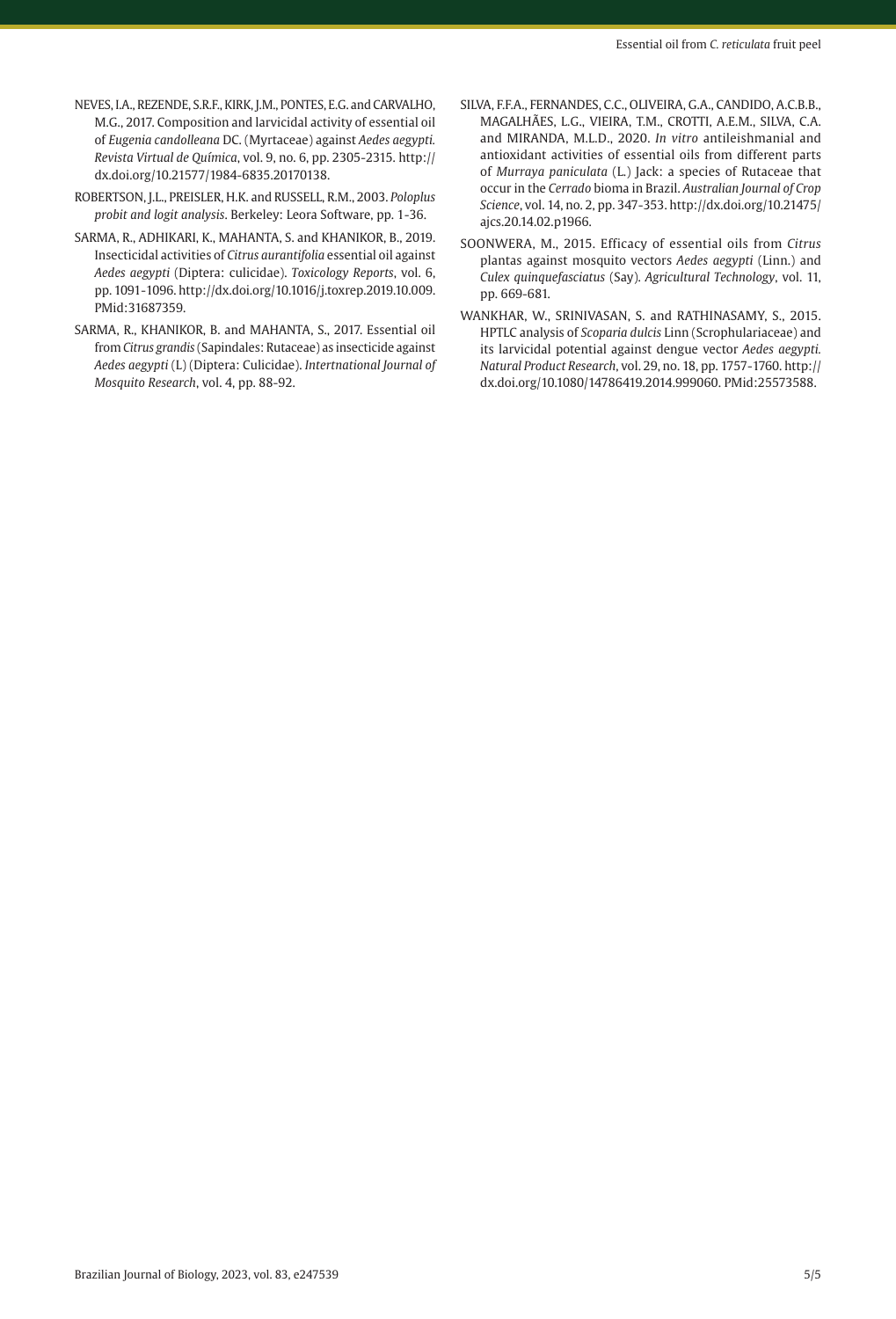NEVES, I.A., REZENDE, S.R.F., KIRK, J.M., PONTES, E.G. and CARVALHO, M.G., 2017. Composition and larvicidal activity of essential oil of *Eugenia candolleana* DC. (Myrtaceae) against *Aedes aegypti. Revista Virtual de Química*, vol. 9, no. 6, pp. 2305-2315. http://dx.doi.org/10.21577/1984-6835.20170138.

ROBERTSON, J.L., PREISLER, H.K. and RUSSELL, R.M., 2003. *Poloplus probit and logit analysis*. Berkeley: Leora Software, pp. 1-36.

SARMA, R., ADHIKARI, K., MAHANTA, S. and KHANIKOR, B., 2019. Insecticidal activities of *Citrus aurantifolia* essential oil against *Aedes aegypti* (Diptera: culicidae). *Toxicology Reports*, vol. 6, pp. 1091-1096. http://dx.doi.org/10.1016/j.toxrep.2019.10.009. PMid:31687359.

SARMA, R., KHANIKOR, B. and MAHANTA, S., 2017. Essential oil from *Citrus grandis* (Sapindales: Rutaceae) as insecticide against *Aedes aegypti* (L) (Diptera: Culicidae). *Intertnational Journal of Mosquito Research*, vol. 4, pp. 88-92.

SILVA, F.F.A., FERNANDES, C.C., OLIVEIRA, G.A., CANDIDO, A.C.B.B., MAGALHÃES, L.G., VIEIRA, T.M., CROTTI, A.E.M., SILVA, C.A. and MIRANDA, M.L.D., 2020. *In vitro* antileishmanial and antioxidant activities of essential oils from different parts of *Murraya paniculata* (L.) Jack: a species of Rutaceae that occur in the *Cerrado* bioma in Brazil. *Australian Journal of Crop Science*, vol. 14, no. 2, pp. 347-353. http://dx.doi.org/10.21475/ajcs.20.14.02.p1966.

SOONWERA, M., 2015. Efficacy of essential oils from *Citrus* plantas against mosquito vectors *Aedes aegypti* (Linn.) and *Culex quinquefasciatus* (Say). *Agricultural Technology*, vol. 11, pp. 669-681.

WANKHAR, W., SRINIVASAN, S. and RATHINASAMY, S., 2015. HPTLC analysis of *Scoparia dulcis* Linn (Scrophulariaceae) and its larvicidal potential against dengue vector *Aedes aegypti. Natural Product Research*, vol. 29, no. 18, pp. 1757-1760. http://dx.doi.org/10.1080/14786419.2014.999060. PMid:25573588.